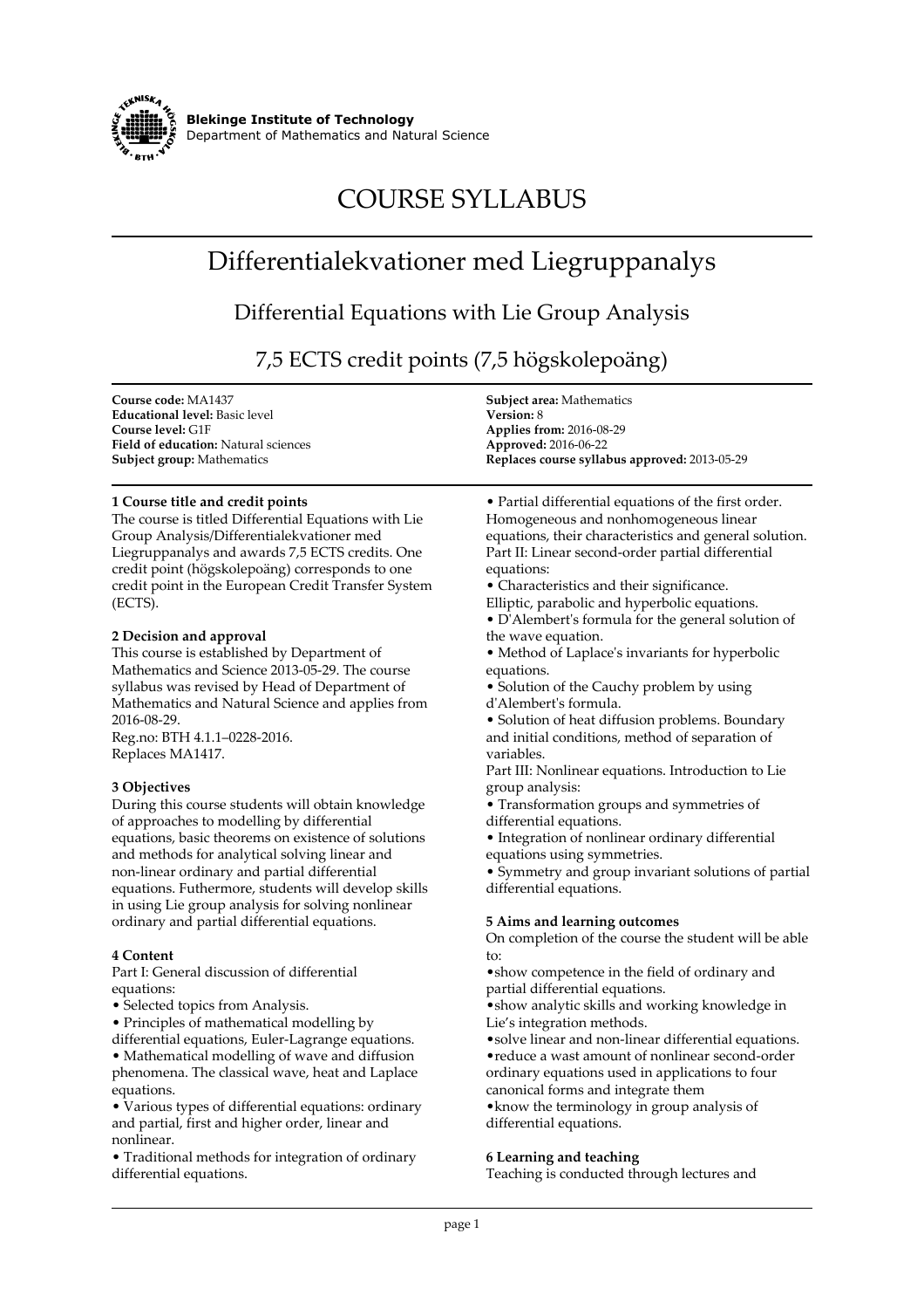**Blekinge Institute of Technology**
Department of Mathematics and Natural Science

# COURSE SYLLABUS

## Differentialekvationer med Liegruppanalys

### Differential Equations with Lie Group Analysis

### 7,5 ECTS credit points (7,5 högskolepoäng)

**Course code:** MA1437
**Educational level:** Basic level
**Course level:** G1F
**Field of education:** Natural sciences
**Subject group:** Mathematics

**Subject area:** Mathematics
**Version:** 8
**Applies from:** 2016-08-29
**Approved:** 2016-06-22
**Replaces course syllabus approved:** 2013-05-29

**1 Course title and credit points**
The course is titled Differential Equations with Lie Group Analysis/Differentialekvationer med Liegruppanalys and awards 7,5 ECTS credits. One credit point (högskolepoäng) corresponds to one credit point in the European Credit Transfer System (ECTS).

**2 Decision and approval**
This course is established by Department of Mathematics and Science 2013-05-29. The course syllabus was revised by Head of Department of Mathematics and Natural Science and applies from 2016-08-29.
Reg.no: BTH 4.1.1–0228-2016.
Replaces MA1417.

**3 Objectives**
During this course students will obtain knowledge of approaches to modelling by differential equations, basic theorems on existence of solutions and methods for analytical solving linear and non-linear ordinary and partial differential equations. Futhermore, students will develop skills in using Lie group analysis for solving nonlinear ordinary and partial differential equations.

**4 Content**
Part I: General discussion of differential equations:
• Selected topics from Analysis.
• Principles of mathematical modelling by differential equations, Euler-Lagrange equations.
• Mathematical modelling of wave and diffusion phenomena. The classical wave, heat and Laplace equations.
• Various types of differential equations: ordinary and partial, first and higher order, linear and nonlinear.
• Traditional methods for integration of ordinary differential equations.
• Partial differential equations of the first order. Homogeneous and nonhomogeneous linear equations, their characteristics and general solution.
Part II: Linear second-order partial differential equations:
• Characteristics and their significance.
Elliptic, parabolic and hyperbolic equations.
• D'Alembert's formula for the general solution of the wave equation.
• Method of Laplace's invariants for hyperbolic equations.
• Solution of the Cauchy problem by using d'Alembert's formula.
• Solution of heat diffusion problems. Boundary and initial conditions, method of separation of variables.
Part III: Nonlinear equations. Introduction to Lie group analysis:
• Transformation groups and symmetries of differential equations.
• Integration of nonlinear ordinary differential equations using symmetries.
• Symmetry and group invariant solutions of partial differential equations.

**5 Aims and learning outcomes**
On completion of the course the student will be able to:
•show competence in the field of ordinary and partial differential equations.
•show analytic skills and working knowledge in Lie's integration methods.
•solve linear and non-linear differential equations.
•reduce a wast amount of nonlinear second-order ordinary equations used in applications to four canonical forms and integrate them
•know the terminology in group analysis of differential equations.

**6 Learning and teaching**
Teaching is conducted through lectures and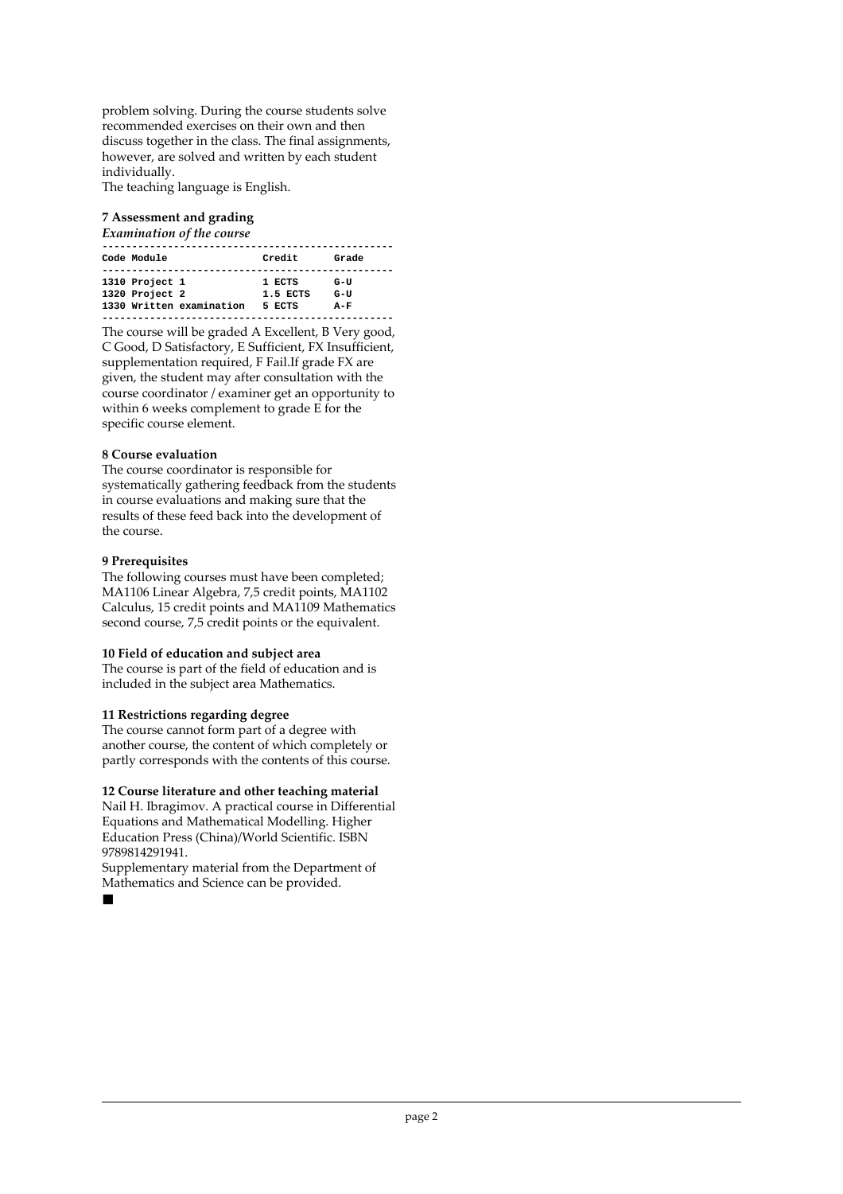problem solving. During the course students solve recommended exercises on their own and then discuss together in the class. The final assignments, however, are solved and written by each student individually.
The teaching language is English.

### 7 Assessment and grading

*Examination of the course*

| Code | Module | Credit | Grade |
|---|---|---|---|
| 1310 | Project 1 | 1 ECTS | G-U |
| 1320 | Project 2 | 1.5 ECTS | G-U |
| 1330 | Written examination | 5 ECTS | A-F |

The course will be graded A Excellent, B Very good, C Good, D Satisfactory, E Sufficient, FX Insufficient, supplementation required, F Fail.If grade FX are given, the student may after consultation with the course coordinator / examiner get an opportunity to within 6 weeks complement to grade E for the specific course element.

### 8 Course evaluation

The course coordinator is responsible for systematically gathering feedback from the students in course evaluations and making sure that the results of these feed back into the development of the course.

### 9 Prerequisites

The following courses must have been completed; MA1106 Linear Algebra, 7,5 credit points, MA1102 Calculus, 15 credit points and MA1109 Mathematics second course, 7,5 credit points or the equivalent.

### 10 Field of education and subject area

The course is part of the field of education and is included in the subject area Mathematics.

### 11 Restrictions regarding degree

The course cannot form part of a degree with another course, the content of which completely or partly corresponds with the contents of this course.

### 12 Course literature and other teaching material

Nail H. Ibragimov. A practical course in Differential Equations and Mathematical Modelling. Higher Education Press (China)/World Scientific. ISBN 9789814291941.
Supplementary material from the Department of Mathematics and Science can be provided.

■